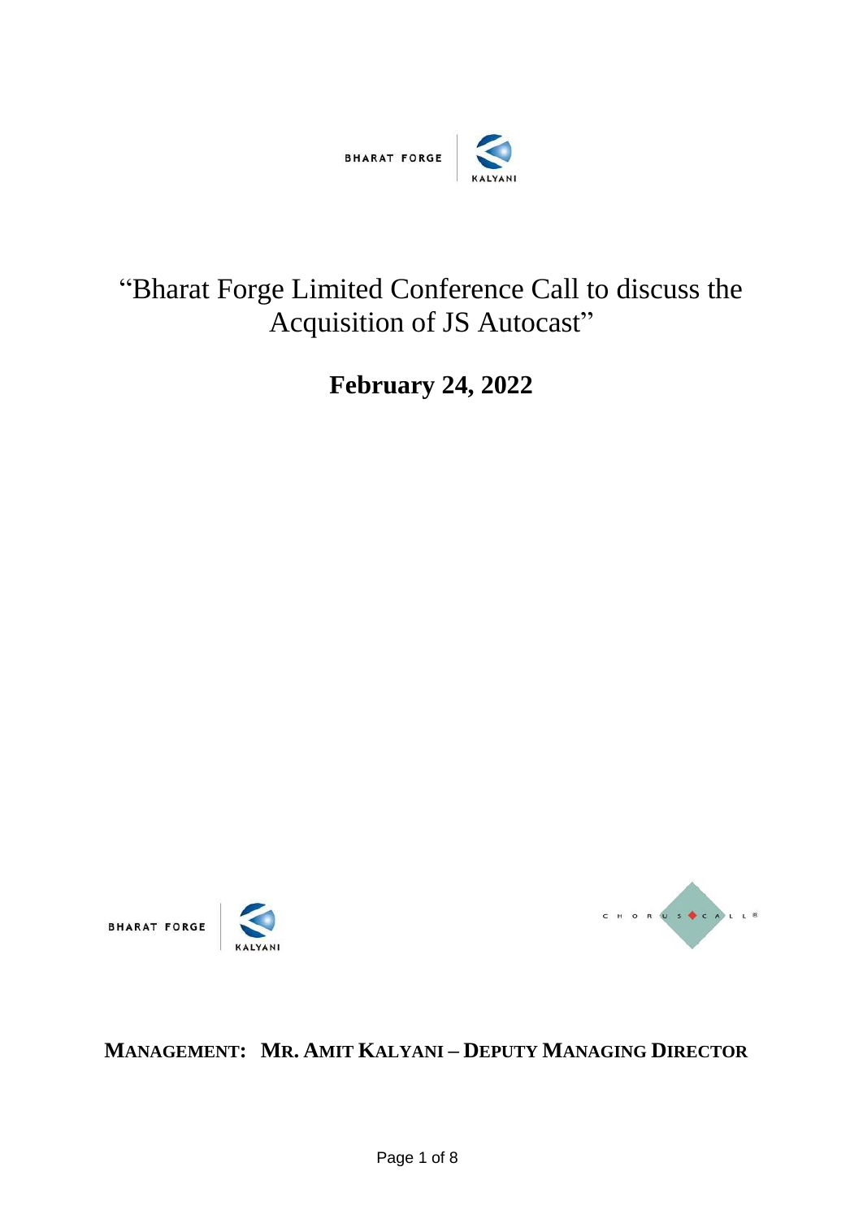# "Bharat Forge Limited Conference Call to discuss the Acquisition of JS Autocast"

## February 24, 2022

**MANAGEMENT: MR. AMIT KALYANI – DEPUTY MANAGING DIRECTOR**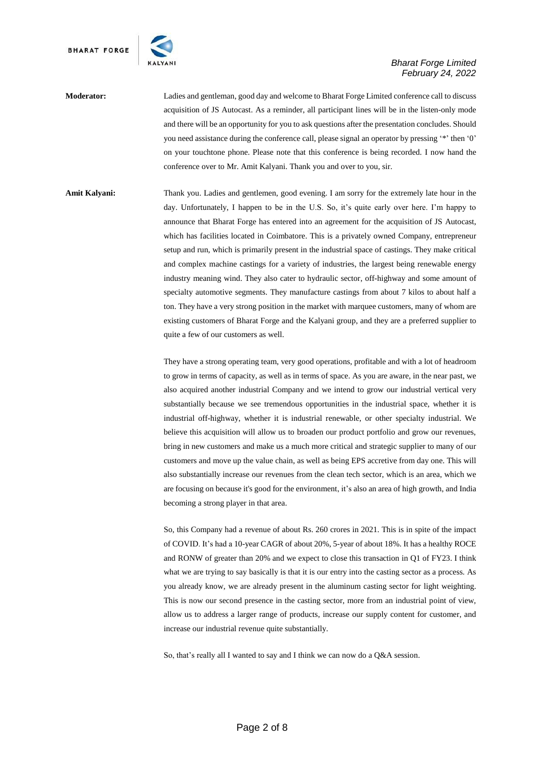**Moderator:** Ladies and gentleman, good day and welcome to Bharat Forge Limited conference call to discuss acquisition of JS Autocast. As a reminder, all participant lines will be in the listen-only mode and there will be an opportunity for you to ask questions after the presentation concludes. Should you need assistance during the conference call, please signal an operator by pressing '*' then '0' on your touchtone phone. Please note that this conference is being recorded. I now hand the conference over to Mr. Amit Kalyani. Thank you and over to you, sir.

**Amit Kalyani:** Thank you. Ladies and gentlemen, good evening. I am sorry for the extremely late hour in the day. Unfortunately, I happen to be in the U.S. So, it's quite early over here. I'm happy to announce that Bharat Forge has entered into an agreement for the acquisition of JS Autocast, which has facilities located in Coimbatore. This is a privately owned Company, entrepreneur setup and run, which is primarily present in the industrial space of castings. They make critical and complex machine castings for a variety of industries, the largest being renewable energy industry meaning wind. They also cater to hydraulic sector, off-highway and some amount of specialty automotive segments. They manufacture castings from about 7 kilos to about half a ton. They have a very strong position in the market with marquee customers, many of whom are existing customers of Bharat Forge and the Kalyani group, and they are a preferred supplier to quite a few of our customers as well.

They have a strong operating team, very good operations, profitable and with a lot of headroom to grow in terms of capacity, as well as in terms of space. As you are aware, in the near past, we also acquired another industrial Company and we intend to grow our industrial vertical very substantially because we see tremendous opportunities in the industrial space, whether it is industrial off-highway, whether it is industrial renewable, or other specialty industrial. We believe this acquisition will allow us to broaden our product portfolio and grow our revenues, bring in new customers and make us a much more critical and strategic supplier to many of our customers and move up the value chain, as well as being EPS accretive from day one. This will also substantially increase our revenues from the clean tech sector, which is an area, which we are focusing on because it's good for the environment, it's also an area of high growth, and India becoming a strong player in that area.

So, this Company had a revenue of about Rs. 260 crores in 2021. This is in spite of the impact of COVID. It's had a 10-year CAGR of about 20%, 5-year of about 18%. It has a healthy ROCE and RONW of greater than 20% and we expect to close this transaction in Q1 of FY23. I think what we are trying to say basically is that it is our entry into the casting sector as a process. As you already know, we are already present in the aluminum casting sector for light weighting. This is now our second presence in the casting sector, more from an industrial point of view, allow us to address a larger range of products, increase our supply content for customer, and increase our industrial revenue quite substantially.

So, that's really all I wanted to say and I think we can now do a Q&A session.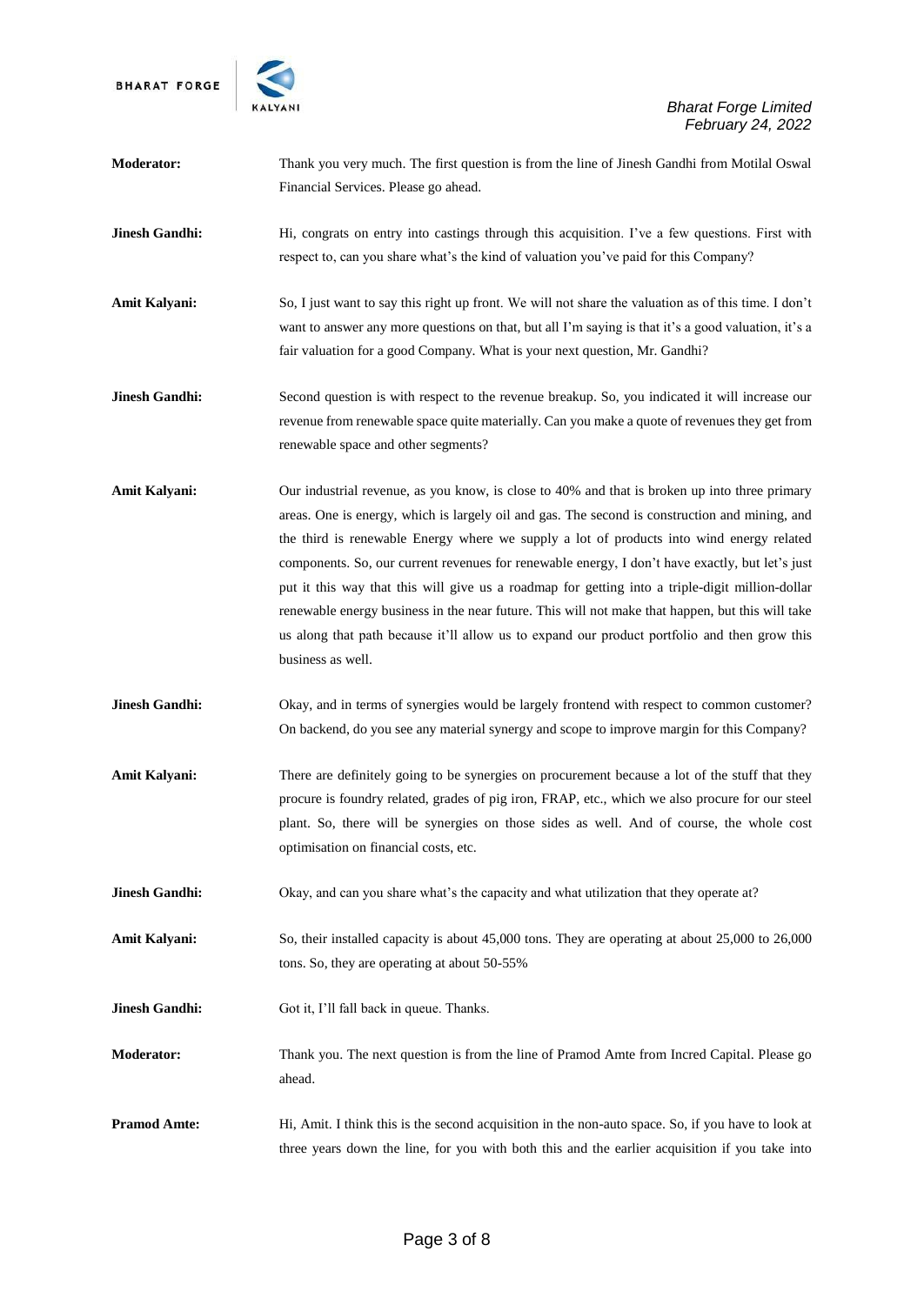**Moderator:** Thank you very much. The first question is from the line of Jinesh Gandhi from Motilal Oswal Financial Services. Please go ahead.

**Jinesh Gandhi:** Hi, congrats on entry into castings through this acquisition. I've a few questions. First with respect to, can you share what's the kind of valuation you've paid for this Company?

**Amit Kalyani:** So, I just want to say this right up front. We will not share the valuation as of this time. I don't want to answer any more questions on that, but all I'm saying is that it's a good valuation, it's a fair valuation for a good Company. What is your next question, Mr. Gandhi?

**Jinesh Gandhi:** Second question is with respect to the revenue breakup. So, you indicated it will increase our revenue from renewable space quite materially. Can you make a quote of revenues they get from renewable space and other segments?

**Amit Kalyani:** Our industrial revenue, as you know, is close to 40% and that is broken up into three primary areas. One is energy, which is largely oil and gas. The second is construction and mining, and the third is renewable Energy where we supply a lot of products into wind energy related components. So, our current revenues for renewable energy, I don't have exactly, but let's just put it this way that this will give us a roadmap for getting into a triple-digit million-dollar renewable energy business in the near future. This will not make that happen, but this will take us along that path because it'll allow us to expand our product portfolio and then grow this business as well.

**Jinesh Gandhi:** Okay, and in terms of synergies would be largely frontend with respect to common customer? On backend, do you see any material synergy and scope to improve margin for this Company?

**Amit Kalyani:** There are definitely going to be synergies on procurement because a lot of the stuff that they procure is foundry related, grades of pig iron, FRAP, etc., which we also procure for our steel plant. So, there will be synergies on those sides as well. And of course, the whole cost optimisation on financial costs, etc.

**Jinesh Gandhi:** Okay, and can you share what's the capacity and what utilization that they operate at?

**Amit Kalyani:** So, their installed capacity is about 45,000 tons. They are operating at about 25,000 to 26,000 tons. So, they are operating at about 50-55%

**Jinesh Gandhi:** Got it, I'll fall back in queue. Thanks.

**Moderator:** Thank you. The next question is from the line of Pramod Amte from Incred Capital. Please go ahead.

**Pramod Amte:** Hi, Amit. I think this is the second acquisition in the non-auto space. So, if you have to look at three years down the line, for you with both this and the earlier acquisition if you take into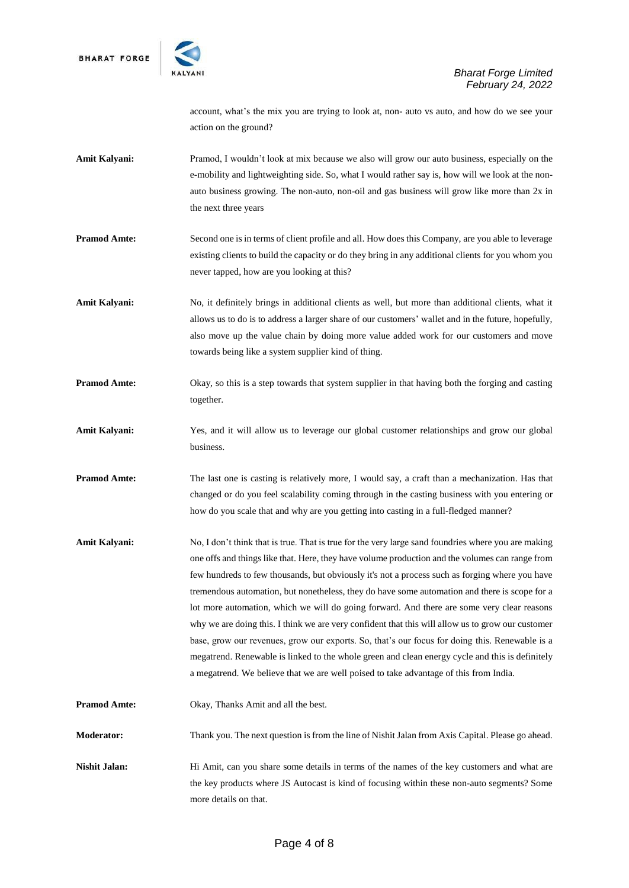account, what's the mix you are trying to look at, non- auto vs auto, and how do we see your action on the ground?

**Amit Kalyani:** Pramod, I wouldn't look at mix because we also will grow our auto business, especially on the e-mobility and lightweighting side. So, what I would rather say is, how will we look at the non-auto business growing. The non-auto, non-oil and gas business will grow like more than 2x in the next three years

**Pramod Amte:** Second one is in terms of client profile and all. How does this Company, are you able to leverage existing clients to build the capacity or do they bring in any additional clients for you whom you never tapped, how are you looking at this?

**Amit Kalyani:** No, it definitely brings in additional clients as well, but more than additional clients, what it allows us to do is to address a larger share of our customers' wallet and in the future, hopefully, also move up the value chain by doing more value added work for our customers and move towards being like a system supplier kind of thing.

**Pramod Amte:** Okay, so this is a step towards that system supplier in that having both the forging and casting together.

**Amit Kalyani:** Yes, and it will allow us to leverage our global customer relationships and grow our global business.

**Pramod Amte:** The last one is casting is relatively more, I would say, a craft than a mechanization. Has that changed or do you feel scalability coming through in the casting business with you entering or how do you scale that and why are you getting into casting in a full-fledged manner?

**Amit Kalyani:** No, I don't think that is true. That is true for the very large sand foundries where you are making one offs and things like that. Here, they have volume production and the volumes can range from few hundreds to few thousands, but obviously it's not a process such as forging where you have tremendous automation, but nonetheless, they do have some automation and there is scope for a lot more automation, which we will do going forward. And there are some very clear reasons why we are doing this. I think we are very confident that this will allow us to grow our customer base, grow our revenues, grow our exports. So, that's our focus for doing this. Renewable is a megatrend. Renewable is linked to the whole green and clean energy cycle and this is definitely a megatrend. We believe that we are well poised to take advantage of this from India.

**Pramod Amte:** Okay, Thanks Amit and all the best.

**Moderator:** Thank you. The next question is from the line of Nishit Jalan from Axis Capital. Please go ahead.

**Nishit Jalan:** Hi Amit, can you share some details in terms of the names of the key customers and what are the key products where JS Autocast is kind of focusing within these non-auto segments? Some more details on that.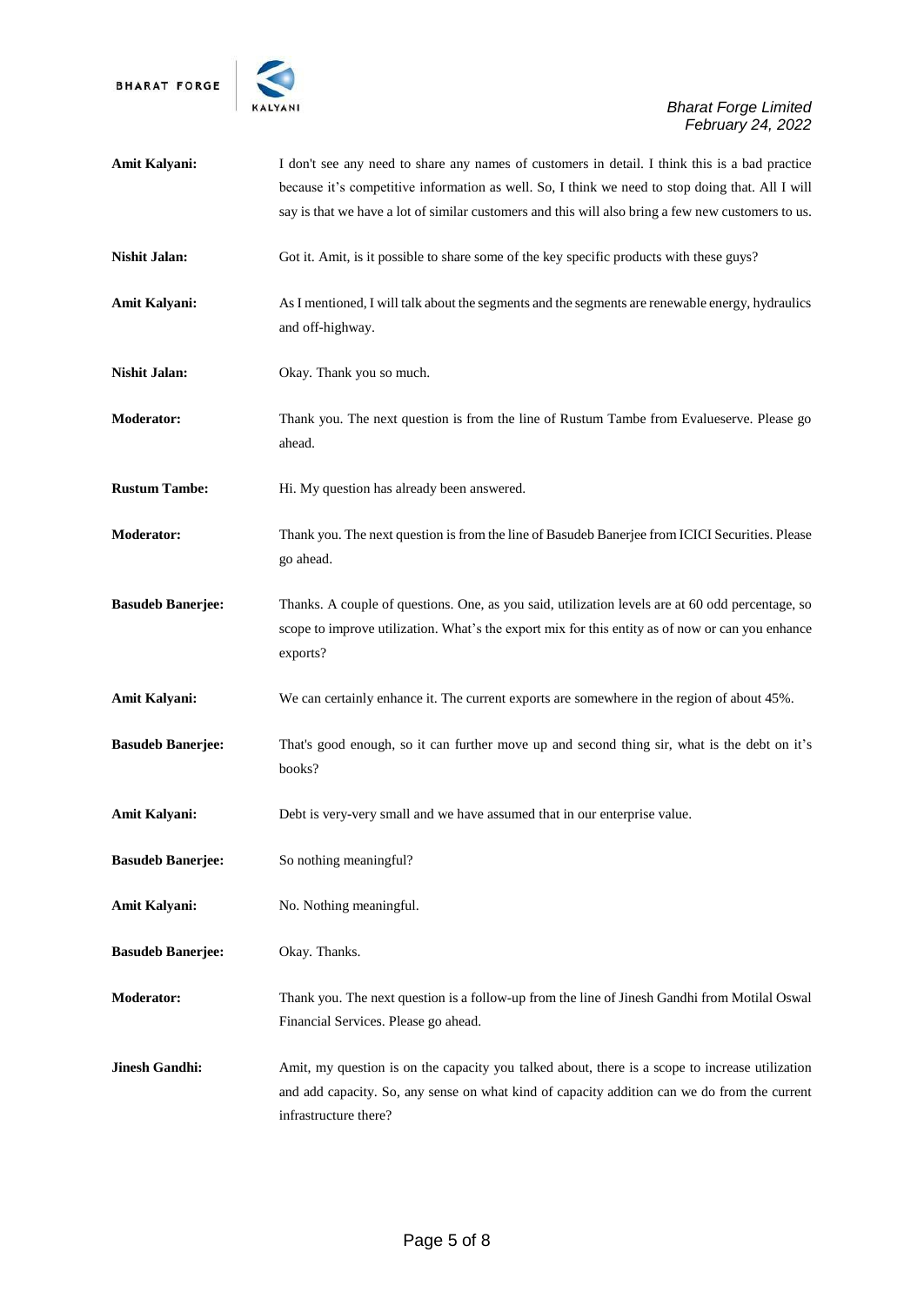**Amit Kalyani:** I don't see any need to share any names of customers in detail. I think this is a bad practice because it's competitive information as well. So, I think we need to stop doing that. All I will say is that we have a lot of similar customers and this will also bring a few new customers to us.

**Nishit Jalan:** Got it. Amit, is it possible to share some of the key specific products with these guys?

**Amit Kalyani:** As I mentioned, I will talk about the segments and the segments are renewable energy, hydraulics and off-highway.

**Nishit Jalan:** Okay. Thank you so much.

**Moderator:** Thank you. The next question is from the line of Rustum Tambe from Evalueserve. Please go ahead.

**Rustum Tambe:** Hi. My question has already been answered.

**Moderator:** Thank you. The next question is from the line of Basudeb Banerjee from ICICI Securities. Please go ahead.

**Basudeb Banerjee:** Thanks. A couple of questions. One, as you said, utilization levels are at 60 odd percentage, so scope to improve utilization. What's the export mix for this entity as of now or can you enhance exports?

**Amit Kalyani:** We can certainly enhance it. The current exports are somewhere in the region of about 45%.

**Basudeb Banerjee:** That's good enough, so it can further move up and second thing sir, what is the debt on it's books?

**Amit Kalyani:** Debt is very-very small and we have assumed that in our enterprise value.

**Basudeb Banerjee:** So nothing meaningful?

**Amit Kalyani:** No. Nothing meaningful.

**Basudeb Banerjee:** Okay. Thanks.

**Moderator:** Thank you. The next question is a follow-up from the line of Jinesh Gandhi from Motilal Oswal Financial Services. Please go ahead.

**Jinesh Gandhi:** Amit, my question is on the capacity you talked about, there is a scope to increase utilization and add capacity. So, any sense on what kind of capacity addition can we do from the current infrastructure there?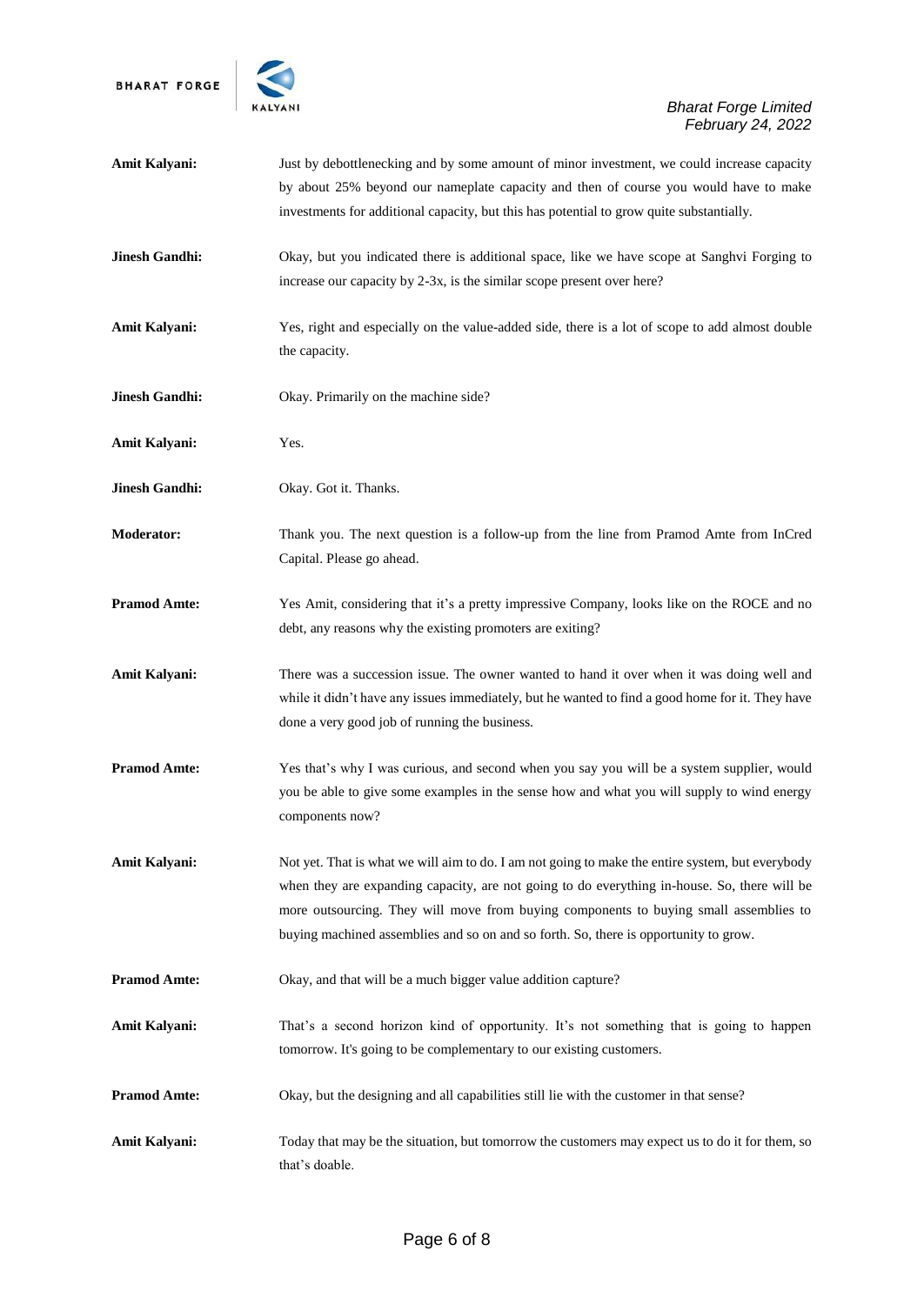**Amit Kalyani:** Just by debottlenecking and by some amount of minor investment, we could increase capacity by about 25% beyond our nameplate capacity and then of course you would have to make investments for additional capacity, but this has potential to grow quite substantially.

**Jinesh Gandhi:** Okay, but you indicated there is additional space, like we have scope at Sanghvi Forging to increase our capacity by 2-3x, is the similar scope present over here?

**Amit Kalyani:** Yes, right and especially on the value-added side, there is a lot of scope to add almost double the capacity.

**Jinesh Gandhi:** Okay. Primarily on the machine side?

**Amit Kalyani:** Yes.

**Jinesh Gandhi:** Okay. Got it. Thanks.

**Moderator:** Thank you. The next question is a follow-up from the line from Pramod Amte from InCred Capital. Please go ahead.

**Pramod Amte:** Yes Amit, considering that it's a pretty impressive Company, looks like on the ROCE and no debt, any reasons why the existing promoters are exiting?

**Amit Kalyani:** There was a succession issue. The owner wanted to hand it over when it was doing well and while it didn't have any issues immediately, but he wanted to find a good home for it. They have done a very good job of running the business.

**Pramod Amte:** Yes that's why I was curious, and second when you say you will be a system supplier, would you be able to give some examples in the sense how and what you will supply to wind energy components now?

**Amit Kalyani:** Not yet. That is what we will aim to do. I am not going to make the entire system, but everybody when they are expanding capacity, are not going to do everything in-house. So, there will be more outsourcing. They will move from buying components to buying small assemblies to buying machined assemblies and so on and so forth. So, there is opportunity to grow.

**Pramod Amte:** Okay, and that will be a much bigger value addition capture?

**Amit Kalyani:** That's a second horizon kind of opportunity. It's not something that is going to happen tomorrow. It's going to be complementary to our existing customers.

**Pramod Amte:** Okay, but the designing and all capabilities still lie with the customer in that sense?

**Amit Kalyani:** Today that may be the situation, but tomorrow the customers may expect us to do it for them, so that's doable.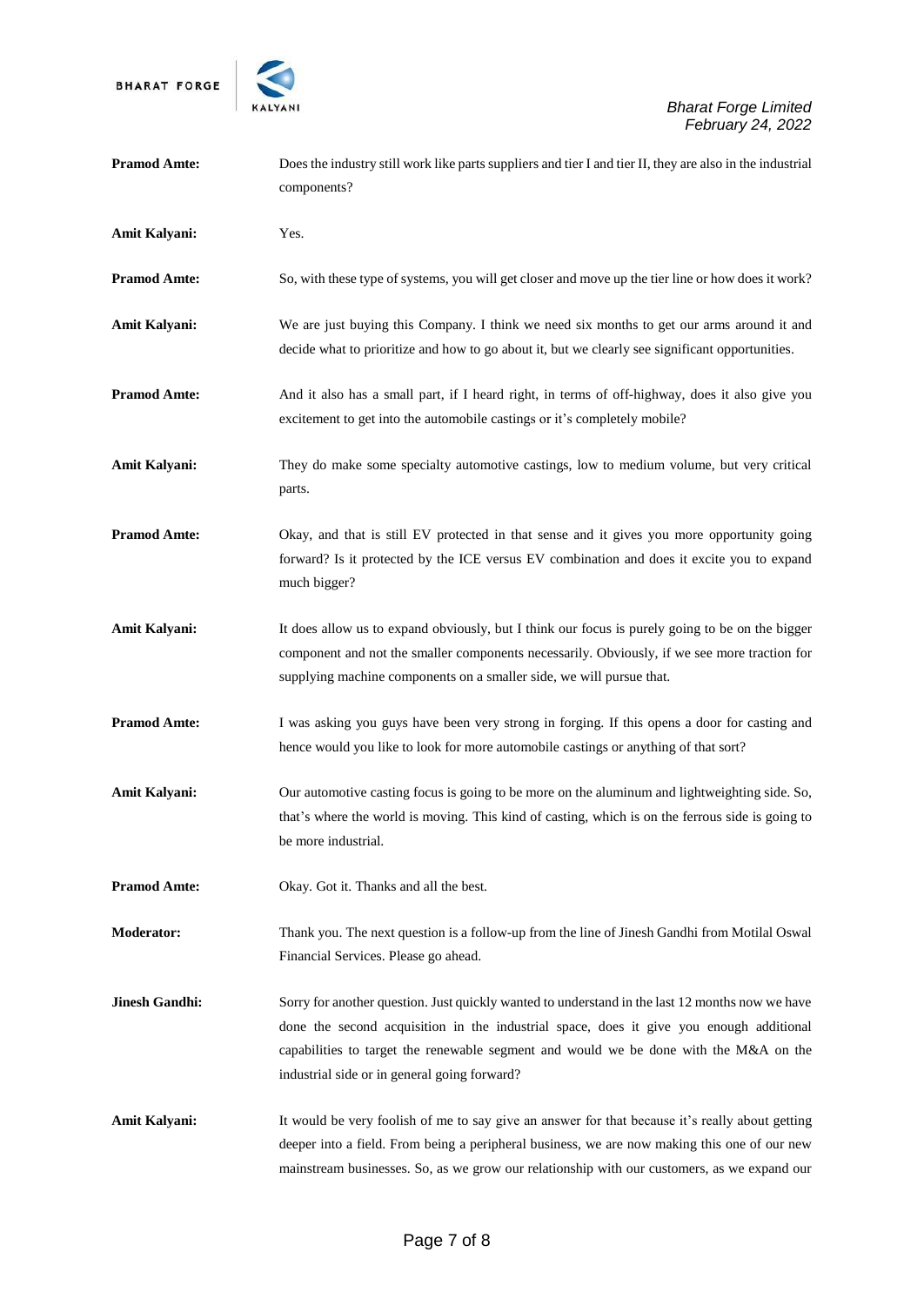**Pramod Amte:** Does the industry still work like parts suppliers and tier I and tier II, they are also in the industrial components?

**Amit Kalyani:** Yes.

**Pramod Amte:** So, with these type of systems, you will get closer and move up the tier line or how does it work?

**Amit Kalyani:** We are just buying this Company. I think we need six months to get our arms around it and decide what to prioritize and how to go about it, but we clearly see significant opportunities.

**Pramod Amte:** And it also has a small part, if I heard right, in terms of off-highway, does it also give you excitement to get into the automobile castings or it's completely mobile?

**Amit Kalyani:** They do make some specialty automotive castings, low to medium volume, but very critical parts.

**Pramod Amte:** Okay, and that is still EV protected in that sense and it gives you more opportunity going forward? Is it protected by the ICE versus EV combination and does it excite you to expand much bigger?

**Amit Kalyani:** It does allow us to expand obviously, but I think our focus is purely going to be on the bigger component and not the smaller components necessarily. Obviously, if we see more traction for supplying machine components on a smaller side, we will pursue that.

**Pramod Amte:** I was asking you guys have been very strong in forging. If this opens a door for casting and hence would you like to look for more automobile castings or anything of that sort?

**Amit Kalyani:** Our automotive casting focus is going to be more on the aluminum and lightweighting side. So, that's where the world is moving. This kind of casting, which is on the ferrous side is going to be more industrial.

**Pramod Amte:** Okay. Got it. Thanks and all the best.

**Moderator:** Thank you. The next question is a follow-up from the line of Jinesh Gandhi from Motilal Oswal Financial Services. Please go ahead.

**Jinesh Gandhi:** Sorry for another question. Just quickly wanted to understand in the last 12 months now we have done the second acquisition in the industrial space, does it give you enough additional capabilities to target the renewable segment and would we be done with the M&A on the industrial side or in general going forward?

**Amit Kalyani:** It would be very foolish of me to say give an answer for that because it's really about getting deeper into a field. From being a peripheral business, we are now making this one of our new mainstream businesses. So, as we grow our relationship with our customers, as we expand our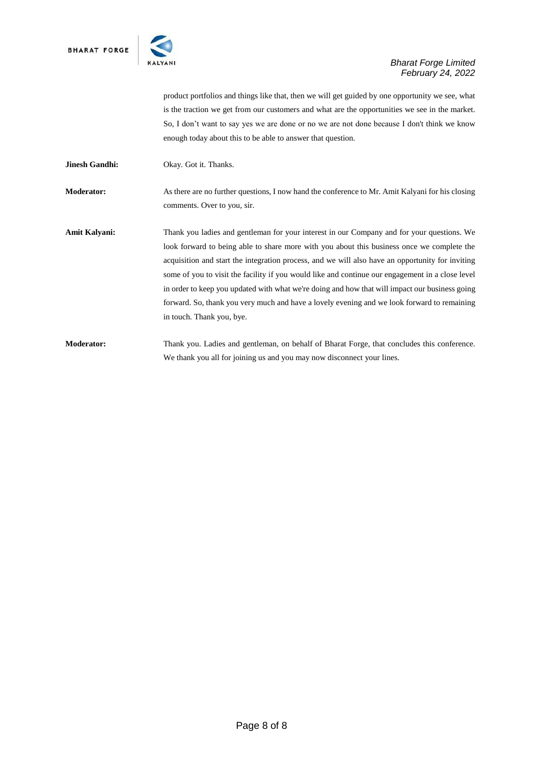product portfolios and things like that, then we will get guided by one opportunity we see, what is the traction we get from our customers and what are the opportunities we see in the market. So, I don't want to say yes we are done or no we are not done because I don't think we know enough today about this to be able to answer that question.

**Jinesh Gandhi:** Okay. Got it. Thanks.

**Moderator:** As there are no further questions, I now hand the conference to Mr. Amit Kalyani for his closing comments. Over to you, sir.

**Amit Kalyani:** Thank you ladies and gentleman for your interest in our Company and for your questions. We look forward to being able to share more with you about this business once we complete the acquisition and start the integration process, and we will also have an opportunity for inviting some of you to visit the facility if you would like and continue our engagement in a close level in order to keep you updated with what we're doing and how that will impact our business going forward. So, thank you very much and have a lovely evening and we look forward to remaining in touch. Thank you, bye.

**Moderator:** Thank you. Ladies and gentleman, on behalf of Bharat Forge, that concludes this conference. We thank you all for joining us and you may now disconnect your lines.